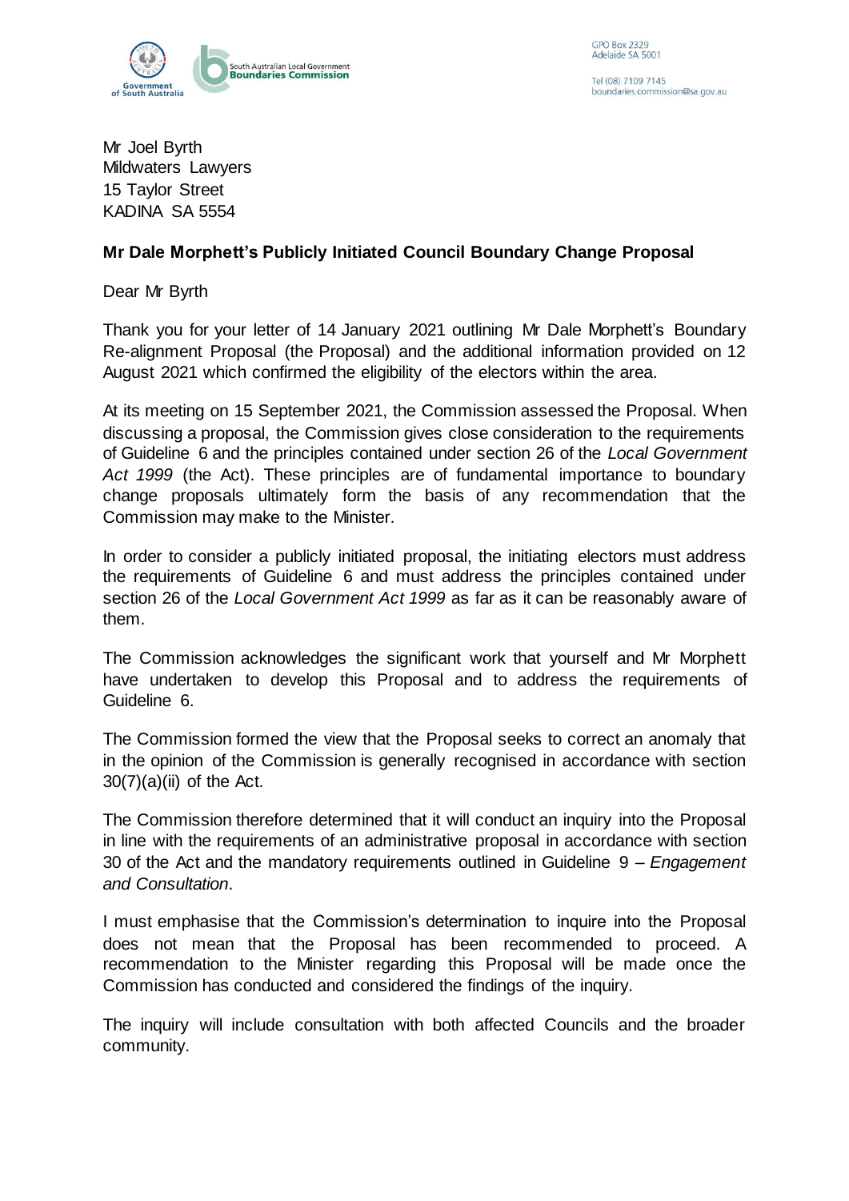GPO Box 2329
Adelaide SA 5001

Tel (08) 7109 7145
boundaries.commission@sa.gov.au

Mr Joel Byrth
Mildwaters Lawyers
15 Taylor Street
KADINA SA 5554

**Mr Dale Morphett's Publicly Initiated Council Boundary Change Proposal**

Dear Mr Byrth

Thank you for your letter of 14 January 2021 outlining Mr Dale Morphett's Boundary Re-alignment Proposal (the Proposal) and the additional information provided on 12 August 2021 which confirmed the eligibility of the electors within the area.

At its meeting on 15 September 2021, the Commission assessed the Proposal. When discussing a proposal, the Commission gives close consideration to the requirements of Guideline 6 and the principles contained under section 26 of the *Local Government Act 1999* (the Act). These principles are of fundamental importance to boundary change proposals ultimately form the basis of any recommendation that the Commission may make to the Minister.

In order to consider a publicly initiated proposal, the initiating electors must address the requirements of Guideline 6 and must address the principles contained under section 26 of the *Local Government Act 1999* as far as it can be reasonably aware of them.

The Commission acknowledges the significant work that yourself and Mr Morphett have undertaken to develop this Proposal and to address the requirements of Guideline 6.

The Commission formed the view that the Proposal seeks to correct an anomaly that in the opinion of the Commission is generally recognised in accordance with section 30(7)(a)(ii) of the Act.

The Commission therefore determined that it will conduct an inquiry into the Proposal in line with the requirements of an administrative proposal in accordance with section 30 of the Act and the mandatory requirements outlined in Guideline 9 – *Engagement and Consultation*.

I must emphasise that the Commission's determination to inquire into the Proposal does not mean that the Proposal has been recommended to proceed. A recommendation to the Minister regarding this Proposal will be made once the Commission has conducted and considered the findings of the inquiry.

The inquiry will include consultation with both affected Councils and the broader community.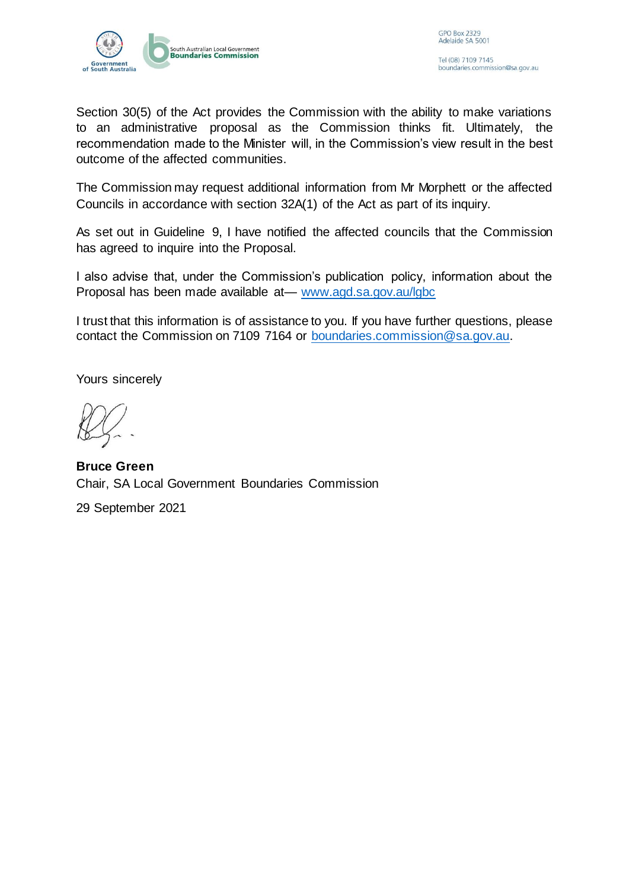Section 30(5) of the Act provides the Commission with the ability to make variations to an administrative proposal as the Commission thinks fit. Ultimately, the recommendation made to the Minister will, in the Commission's view result in the best outcome of the affected communities.

The Commission may request additional information from Mr Morphett or the affected Councils in accordance with section 32A(1) of the Act as part of its inquiry.

As set out in Guideline 9, I have notified the affected councils that the Commission has agreed to inquire into the Proposal.

I also advise that, under the Commission's publication policy, information about the Proposal has been made available at— www.agd.sa.gov.au/lgbc

I trust that this information is of assistance to you. If you have further questions, please contact the Commission on 7109 7164 or boundaries.commission@sa.gov.au.

Yours sincerely

**Bruce Green**
Chair, SA Local Government Boundaries Commission

29 September 2021